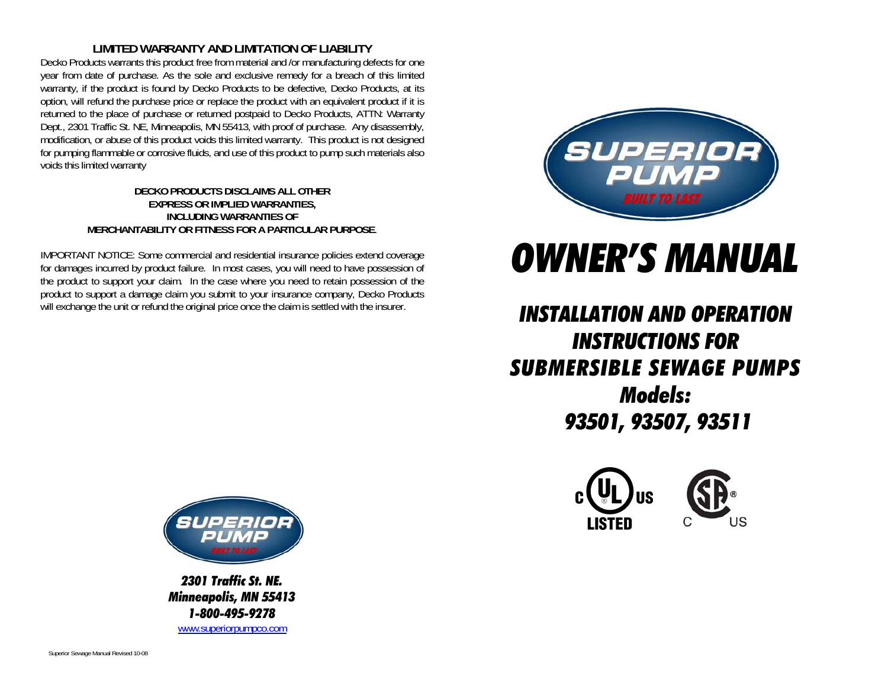## LIMITED WARRANTY AND LIMITATION OF LIABILITY

Decko Products warrants this product free from material and /or manufacturing defects for one year from date of purchase. As the sole and exclusive remedy for a breach of this limited warranty, if the product is found by Decko Products to be defective, Decko Products, at its option, will refund the purchase price or replace the product with an equivalent product if it is returned to the place of purchase or returned postpaid to Decko Products, ATTN: Warranty Dept., 2301 Traffic St. NE, Minneapolis, MN 55413, with proof of purchase. Any disassembly, modification, or abuse of this product voids this limited warranty. This product is not designed for pumping flammable or corrosive fluids, and use of this product to pump such materials also voids this limited warranty

**DECKO PRODUCTS DISCLAIMS ALL OTHER EXPRESS OR IMPLIED WARRANTIES, INCLUDING WARRANTIES OF MERCHANTABILITY OR FITNESS FOR A PARTICULAR PURPOSE.**

IMPORTANT NOTICE: Some commercial and residential insurance policies extend coverage for damages incurred by product failure. In most cases, you will need to have possession of the product to support your claim. In the case where you need to retain possession of the product to support a damage claim you submit to your insurance company, Decko Products will exchange the unit or refund the original price once the claim is settled with the insurer.

SUPERIOR PUMP
BUILT TO LAST

***2301 Traffic St. NE.***
***Minneapolis, MN 55413***
***1-800-495-9278***
www.superiorpumpco.com

Superior Sewage Manual Revised 10-08

SUPERIOR PUMP
BUILT TO LAST

# *OWNER'S MANUAL*

## *INSTALLATION AND OPERATION INSTRUCTIONS FOR SUBMERSIBLE SEWAGE PUMPS*

## *Models:*
## *93501, 93507, 93511*

c UL us LISTED

CSA C US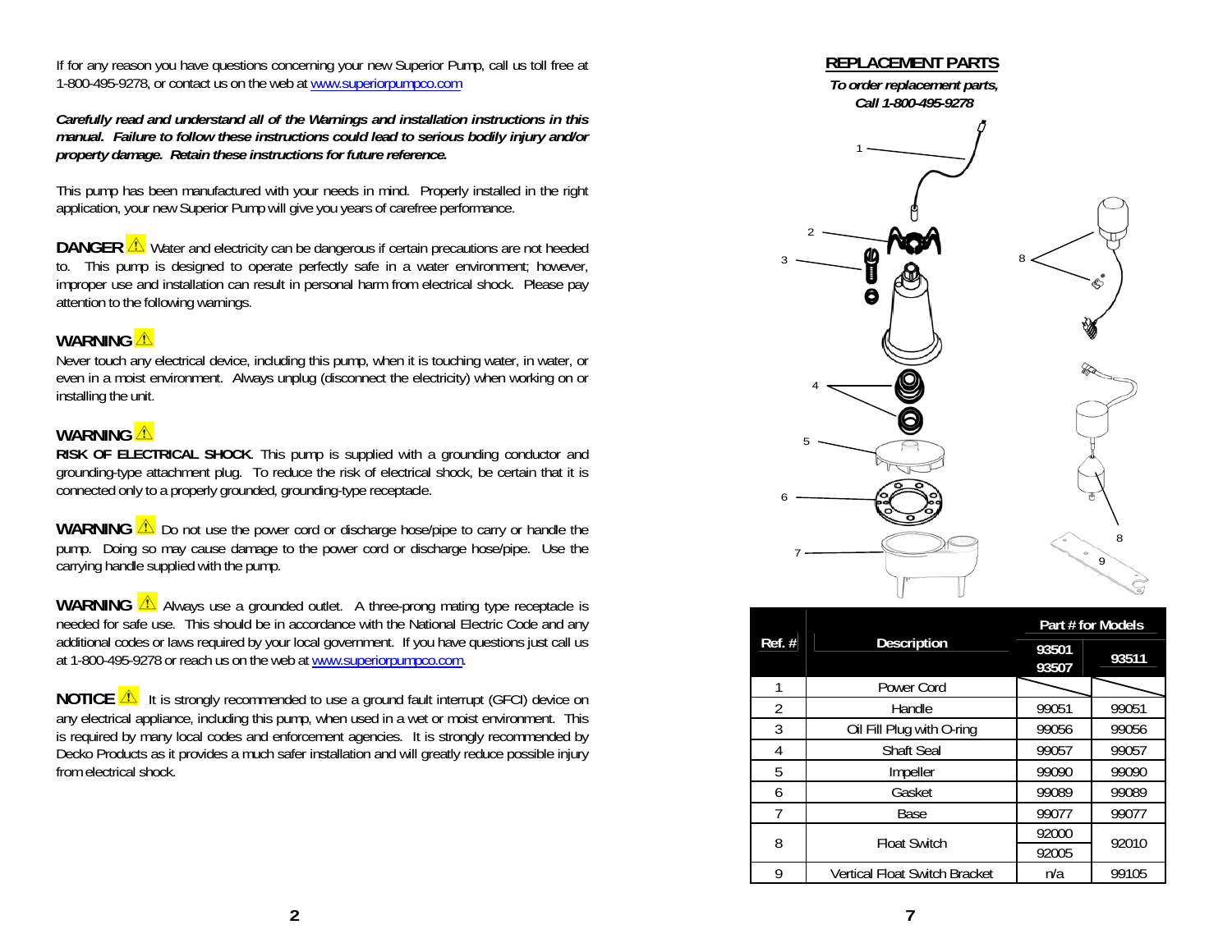If for any reason you have questions concerning your new Superior Pump, call us toll free at 1-800-495-9278, or contact us on the web at www.superiorpumpco.com

***Carefully read and understand all of the Warnings and installation instructions in this manual. Failure to follow these instructions could lead to serious bodily injury and/or property damage. Retain these instructions for future reference.***

This pump has been manufactured with your needs in mind. Properly installed in the right application, your new Superior Pump will give you years of carefree performance.

**DANGER** ⚠ Water and electricity can be dangerous if certain precautions are not heeded to. This pump is designed to operate perfectly safe in a water environment; however, improper use and installation can result in personal harm from electrical shock. Please pay attention to the following warnings.

**WARNING** ⚠

Never touch any electrical device, including this pump, when it is touching water, in water, or even in a moist environment. Always unplug (disconnect the electricity) when working on or installing the unit.

**WARNING** ⚠

**RISK OF ELECTRICAL SHOCK**. This pump is supplied with a grounding conductor and grounding-type attachment plug. To reduce the risk of electrical shock, be certain that it is connected only to a properly grounded, grounding-type receptacle.

**WARNING** ⚠ Do not use the power cord or discharge hose/pipe to carry or handle the pump. Doing so may cause damage to the power cord or discharge hose/pipe. Use the carrying handle supplied with the pump.

**WARNING** ⚠ Always use a grounded outlet. A three-prong mating type receptacle is needed for safe use. This should be in accordance with the National Electric Code and any additional codes or laws required by your local government. If you have questions just call us at 1-800-495-9278 or reach us on the web at www.superiorpumpco.com.

**NOTICE** ⚠ It is strongly recommended to use a ground fault interrupt (GFCI) device on any electrical appliance, including this pump, when used in a wet or moist environment. This is required by many local codes and enforcement agencies. It is strongly recommended by Decko Products as it provides a much safer installation and will greatly reduce possible injury from electrical shock.

## REPLACEMENT PARTS

***To order replacement parts, Call 1-800-495-9278***

| Ref. # | Description | Part # for Models | |
|---|---|---|---|
| | | 93501 93507 | 93511 |
| 1 | Power Cord | | |
| 2 | Handle | 99051 | 99051 |
| 3 | Oil Fill Plug with O-ring | 99056 | 99056 |
| 4 | Shaft Seal | 99057 | 99057 |
| 5 | Impeller | 99090 | 99090 |
| 6 | Gasket | 99089 | 99089 |
| 7 | Base | 99077 | 99077 |
| 8 | Float Switch | 92000 / 92005 | 92010 |
| 9 | Vertical Float Switch Bracket | n/a | 99105 |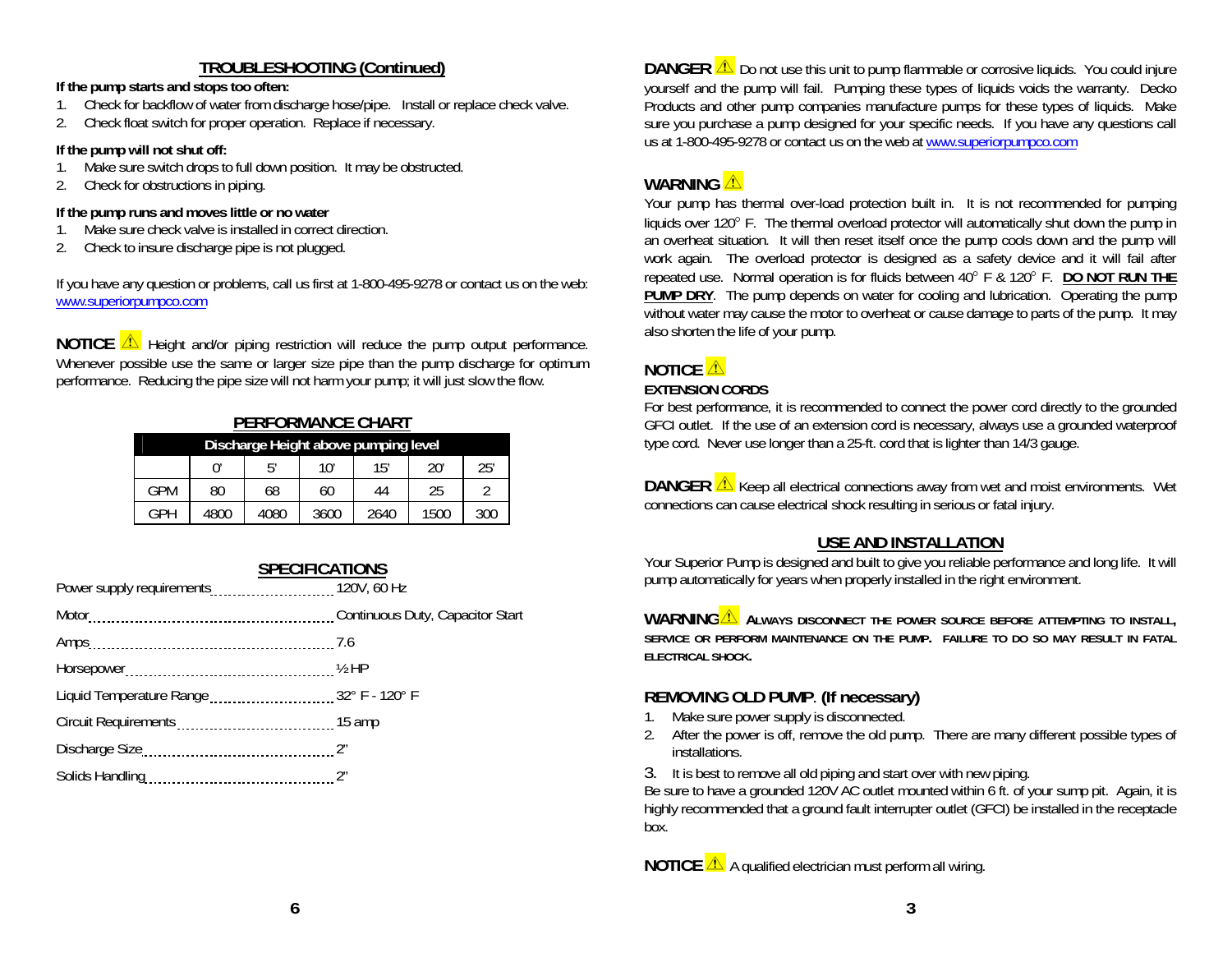## TROUBLESHOOTING (Continued)

**If the pump starts and stops too often:**

1. Check for backflow of water from discharge hose/pipe. Install or replace check valve.
2. Check float switch for proper operation. Replace if necessary.

**If the pump will not shut off:**

1. Make sure switch drops to full down position. It may be obstructed.
2. Check for obstructions in piping.

**If the pump runs and moves little or no water**

1. Make sure check valve is installed in correct direction.
2. Check to insure discharge pipe is not plugged.

If you have any question or problems, call us first at 1-800-495-9278 or contact us on the web: www.superiorpumpco.com

**NOTICE** ⚠ Height and/or piping restriction will reduce the pump output performance. Whenever possible use the same or larger size pipe than the pump discharge for optimum performance. Reducing the pipe size will not harm your pump; it will just slow the flow.

## PERFORMANCE CHART

| | Discharge Height above pumping level | | | | | |
|---|---|---|---|---|---|---|
| | 0' | 5' | 10' | 15' | 20' | 25' |
| GPM | 80 | 68 | 60 | 44 | 25 | 2 |
| GPH | 4800 | 4080 | 3600 | 2640 | 1500 | 300 |

## SPECIFICATIONS

| | |
|---|---|
| Power supply requirements | 120V, 60 Hz |
| Motor | Continuous Duty, Capacitor Start |
| Amps | 7.6 |
| Horsepower | ½ HP |
| Liquid Temperature Range | 32° F - 120° F |
| Circuit Requirements | 15 amp |
| Discharge Size | 2" |
| Solids Handling | 2" |

**DANGER** ⚠ Do not use this unit to pump flammable or corrosive liquids. You could injure yourself and the pump will fail. Pumping these types of liquids voids the warranty. Decko Products and other pump companies manufacture pumps for these types of liquids. Make sure you purchase a pump designed for your specific needs. If you have any questions call us at 1-800-495-9278 or contact us on the web at www.superiorpumpco.com

**WARNING** ⚠

Your pump has thermal over-load protection built in. It is not recommended for pumping liquids over 120° F. The thermal overload protector will automatically shut down the pump in an overheat situation. It will then reset itself once the pump cools down and the pump will work again. The overload protector is designed as a safety device and it will fail after repeated use. Normal operation is for fluids between 40° F & 120° F. **DO NOT RUN THE PUMP DRY**. The pump depends on water for cooling and lubrication. Operating the pump without water may cause the motor to overheat or cause damage to parts of the pump. It may also shorten the life of your pump.

**NOTICE** ⚠

**EXTENSION CORDS**

For best performance, it is recommended to connect the power cord directly to the grounded GFCI outlet. If the use of an extension cord is necessary, always use a grounded waterproof type cord. Never use longer than a 25-ft. cord that is lighter than 14/3 gauge.

**DANGER** ⚠ Keep all electrical connections away from wet and moist environments. Wet connections can cause electrical shock resulting in serious or fatal injury.

## USE AND INSTALLATION

Your Superior Pump is designed and built to give you reliable performance and long life. It will pump automatically for years when properly installed in the right environment.

**WARNING** ⚠ **ALWAYS DISCONNECT THE POWER SOURCE BEFORE ATTEMPTING TO INSTALL, SERVICE OR PERFORM MAINTENANCE ON THE PUMP. FAILURE TO DO SO MAY RESULT IN FATAL ELECTRICAL SHOCK.**

### REMOVING OLD PUMP. (If necessary)

1. Make sure power supply is disconnected.
2. After the power is off, remove the old pump. There are many different possible types of installations.
3. It is best to remove all old piping and start over with new piping.

Be sure to have a grounded 120V AC outlet mounted within 6 ft. of your sump pit. Again, it is highly recommended that a ground fault interrupter outlet (GFCI) be installed in the receptacle box.

**NOTICE** ⚠ A qualified electrician must perform all wiring.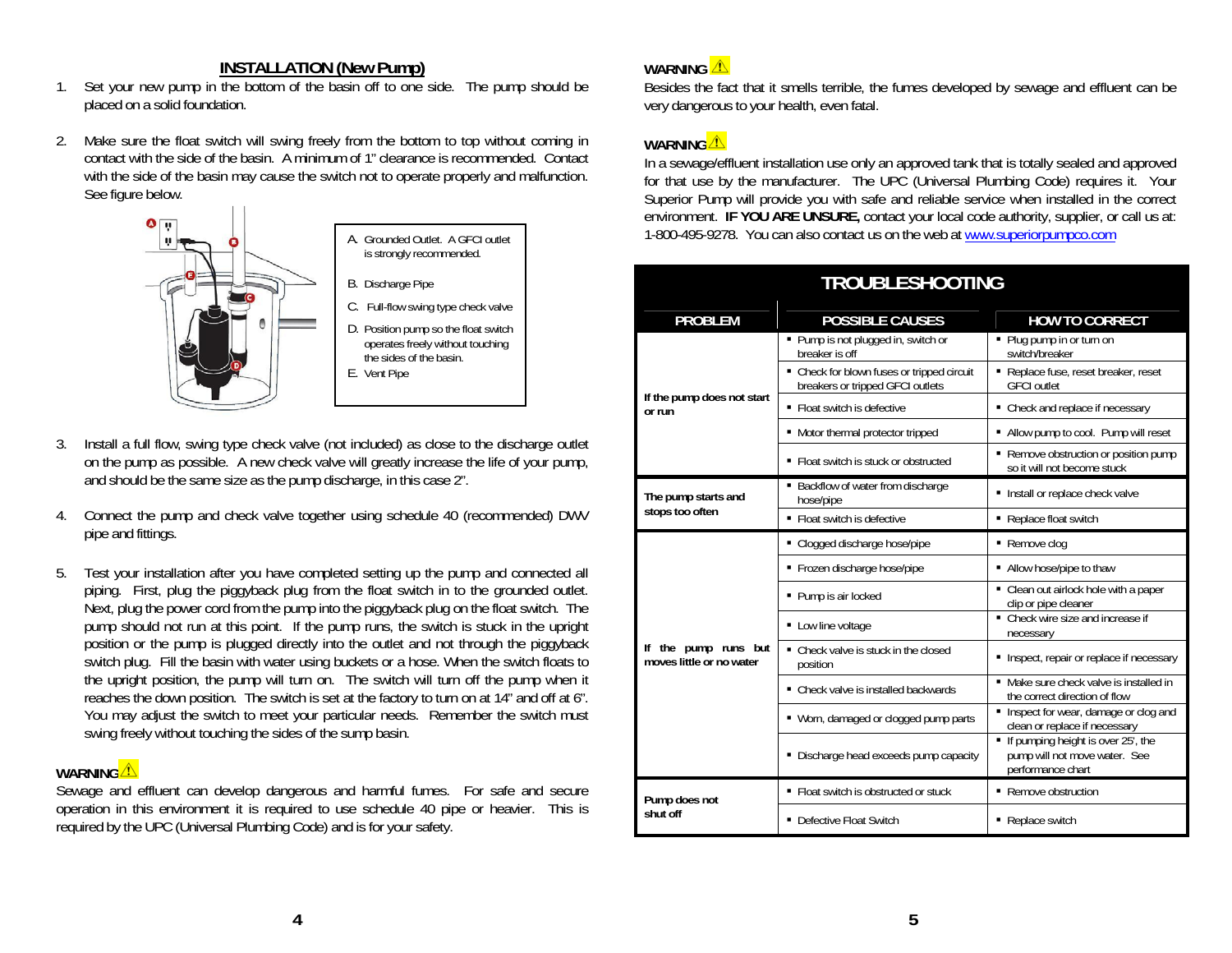## INSTALLATION (New Pump)

1. Set your new pump in the bottom of the basin off to one side. The pump should be placed on a solid foundation.

2. Make sure the float switch will swing freely from the bottom to top without coming in contact with the side of the basin. A minimum of 1" clearance is recommended. Contact with the side of the basin may cause the switch not to operate properly and malfunction. See figure below.

A. Grounded Outlet. A GFCI outlet is strongly recommended.
B. Discharge Pipe
C. Full-flow swing type check valve
D. Position pump so the float switch operates freely without touching the sides of the basin.
E. Vent Pipe

3. Install a full flow, swing type check valve (not included) as close to the discharge outlet on the pump as possible. A new check valve will greatly increase the life of your pump, and should be the same size as the pump discharge, in this case 2".

4. Connect the pump and check valve together using schedule 40 (recommended) DWV pipe and fittings.

5. Test your installation after you have completed setting up the pump and connected all piping. First, plug the piggyback plug from the float switch in to the grounded outlet. Next, plug the power cord from the pump into the piggyback plug on the float switch. The pump should not run at this point. If the pump runs, the switch is stuck in the upright position or the pump is plugged directly into the outlet and not through the piggyback switch plug. Fill the basin with water using buckets or a hose. When the switch floats to the upright position, the pump will turn on. The switch will turn off the pump when it reaches the down position. The switch is set at the factory to turn on at 14" and off at 6". You may adjust the switch to meet your particular needs. Remember the switch must swing freely without touching the sides of the sump basin.

**WARNING ⚠**
Sewage and effluent can develop dangerous and harmful fumes. For safe and secure operation in this environment it is required to use schedule 40 pipe or heavier. This is required by the UPC (Universal Plumbing Code) and is for your safety.

**WARNING ⚠**
Besides the fact that it smells terrible, the fumes developed by sewage and effluent can be very dangerous to your health, even fatal.

**WARNING ⚠**
In a sewage/effluent installation use only an approved tank that is totally sealed and approved for that use by the manufacturer. The UPC (Universal Plumbing Code) requires it. Your Superior Pump will provide you with safe and reliable service when installed in the correct environment. **IF YOU ARE UNSURE,** contact your local code authority, supplier, or call us at: 1-800-495-9278. You can also contact us on the web at www.superiorpumpco.com

## TROUBLESHOOTING

| PROBLEM | POSSIBLE CAUSES | HOW TO CORRECT |
|---|---|---|
| **If the pump does not start or run** | ▪ Pump is not plugged in, switch or breaker is off | ▪ Plug pump in or turn on switch/breaker |
| | ▪ Check for blown fuses or tripped circuit breakers or tripped GFCI outlets | ▪ Replace fuse, reset breaker, reset GFCI outlet |
| | ▪ Float switch is defective | ▪ Check and replace if necessary |
| | ▪ Motor thermal protector tripped | ▪ Allow pump to cool. Pump will reset |
| | ▪ Float switch is stuck or obstructed | ▪ Remove obstruction or position pump so it will not become stuck |
| **The pump starts and stops too often** | ▪ Backflow of water from discharge hose/pipe | ▪ Install or replace check valve |
| | ▪ Float switch is defective | ▪ Replace float switch |
| **If the pump runs but moves little or no water** | ▪ Clogged discharge hose/pipe | ▪ Remove clog |
| | ▪ Frozen discharge hose/pipe | ▪ Allow hose/pipe to thaw |
| | ▪ Pump is air locked | ▪ Clean out airlock hole with a paper clip or pipe cleaner |
| | ▪ Low line voltage | ▪ Check wire size and increase if necessary |
| | ▪ Check valve is stuck in the closed position | ▪ Inspect, repair or replace if necessary |
| | ▪ Check valve is installed backwards | ▪ Make sure check valve is installed in the correct direction of flow |
| | ▪ Worn, damaged or clogged pump parts | ▪ Inspect for wear, damage or clog and clean or replace if necessary |
| | ▪ Discharge head exceeds pump capacity | ▪ If pumping height is over 25', the pump will not move water. See performance chart |
| **Pump does not shut off** | ▪ Float switch is obstructed or stuck | ▪ Remove obstruction |
| | ▪ Defective Float Switch | ▪ Replace switch |